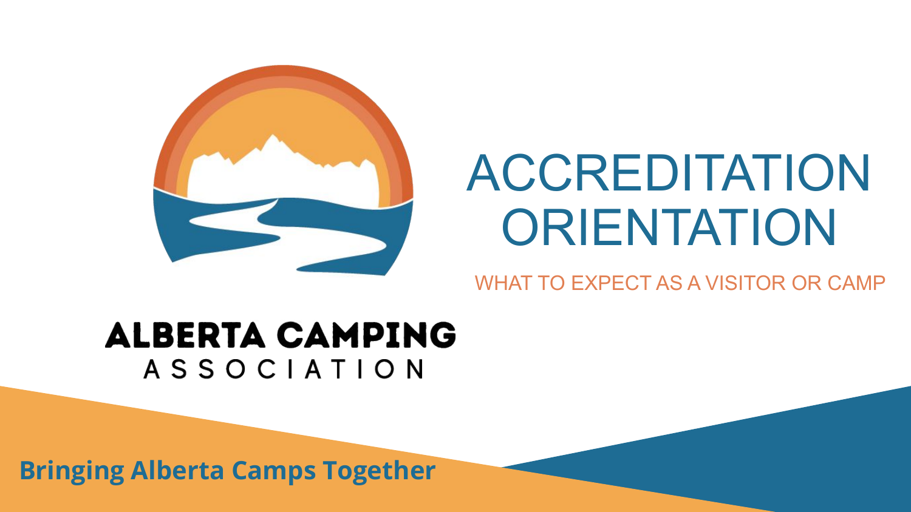# ACCREDITATION ORIENTATION

WHAT TO EXPECT AS A VISITOR OR CAMP

ALBERTA CAMPING ASSOCIATION

**Bringing Alberta Camps Together**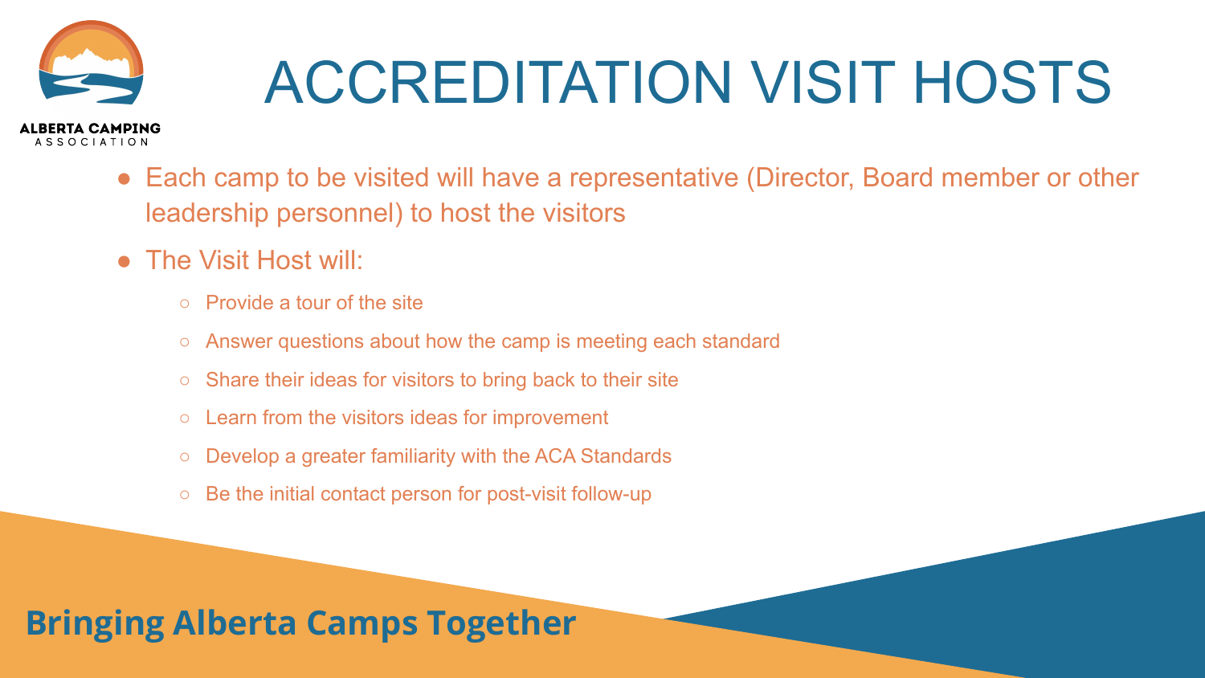# ACCREDITATION VISIT HOSTS

- Each camp to be visited will have a representative (Director, Board member or other leadership personnel) to host the visitors
- The Visit Host will:
  - Provide a tour of the site
  - Answer questions about how the camp is meeting each standard
  - Share their ideas for visitors to bring back to their site
  - Learn from the visitors ideas for improvement
  - Develop a greater familiarity with the ACA Standards
  - Be the initial contact person for post-visit follow-up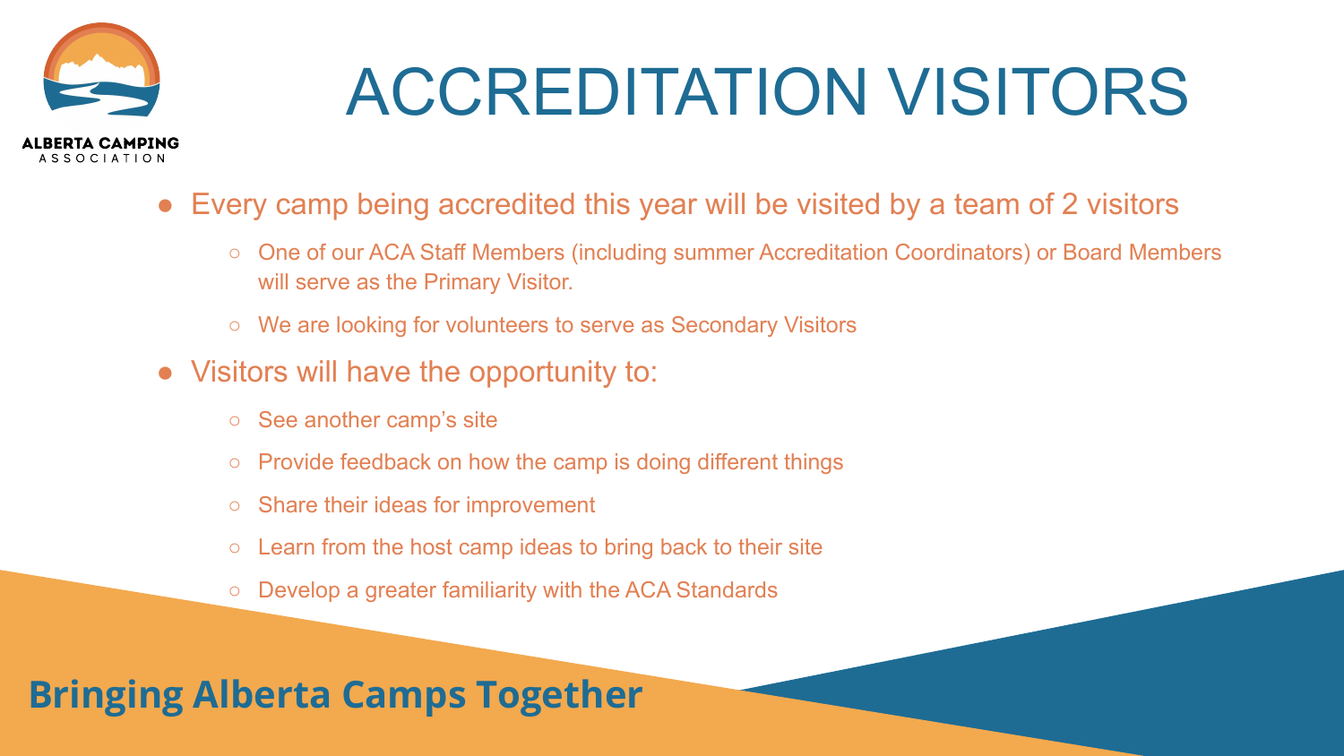# ACCREDITATION VISITORS

- Every camp being accredited this year will be visited by a team of 2 visitors
  - One of our ACA Staff Members (including summer Accreditation Coordinators) or Board Members will serve as the Primary Visitor.
  - We are looking for volunteers to serve as Secondary Visitors
- Visitors will have the opportunity to:
  - See another camp's site
  - Provide feedback on how the camp is doing different things
  - Share their ideas for improvement
  - Learn from the host camp ideas to bring back to their site
  - Develop a greater familiarity with the ACA Standards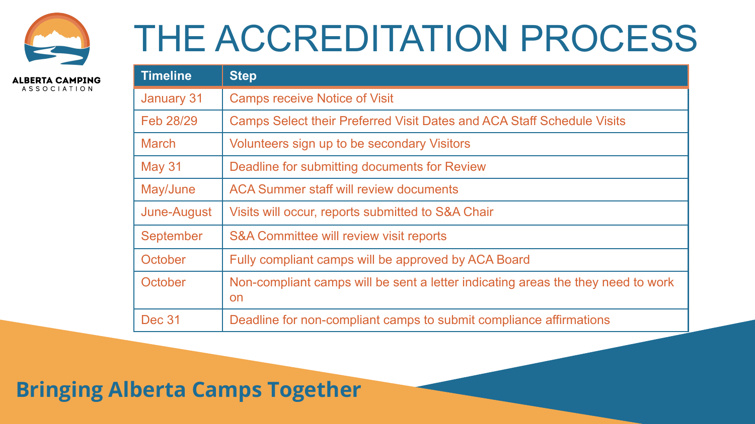ALBERTA CAMPING ASSOCIATION

# THE ACCREDITATION PROCESS

| Timeline | Step |
| --- | --- |
| January 31 | Camps receive Notice of Visit |
| Feb 28/29 | Camps Select their Preferred Visit Dates and ACA Staff Schedule Visits |
| March | Volunteers sign up to be secondary Visitors |
| May 31 | Deadline for submitting documents for Review |
| May/June | ACA Summer staff will review documents |
| June-August | Visits will occur, reports submitted to S&A Chair |
| September | S&A Committee will review visit reports |
| October | Fully compliant camps will be approved by ACA Board |
| October | Non-compliant camps will be sent a letter indicating areas the they need to work on |
| Dec 31 | Deadline for non-compliant camps to submit compliance affirmations |

**Bringing Alberta Camps Together**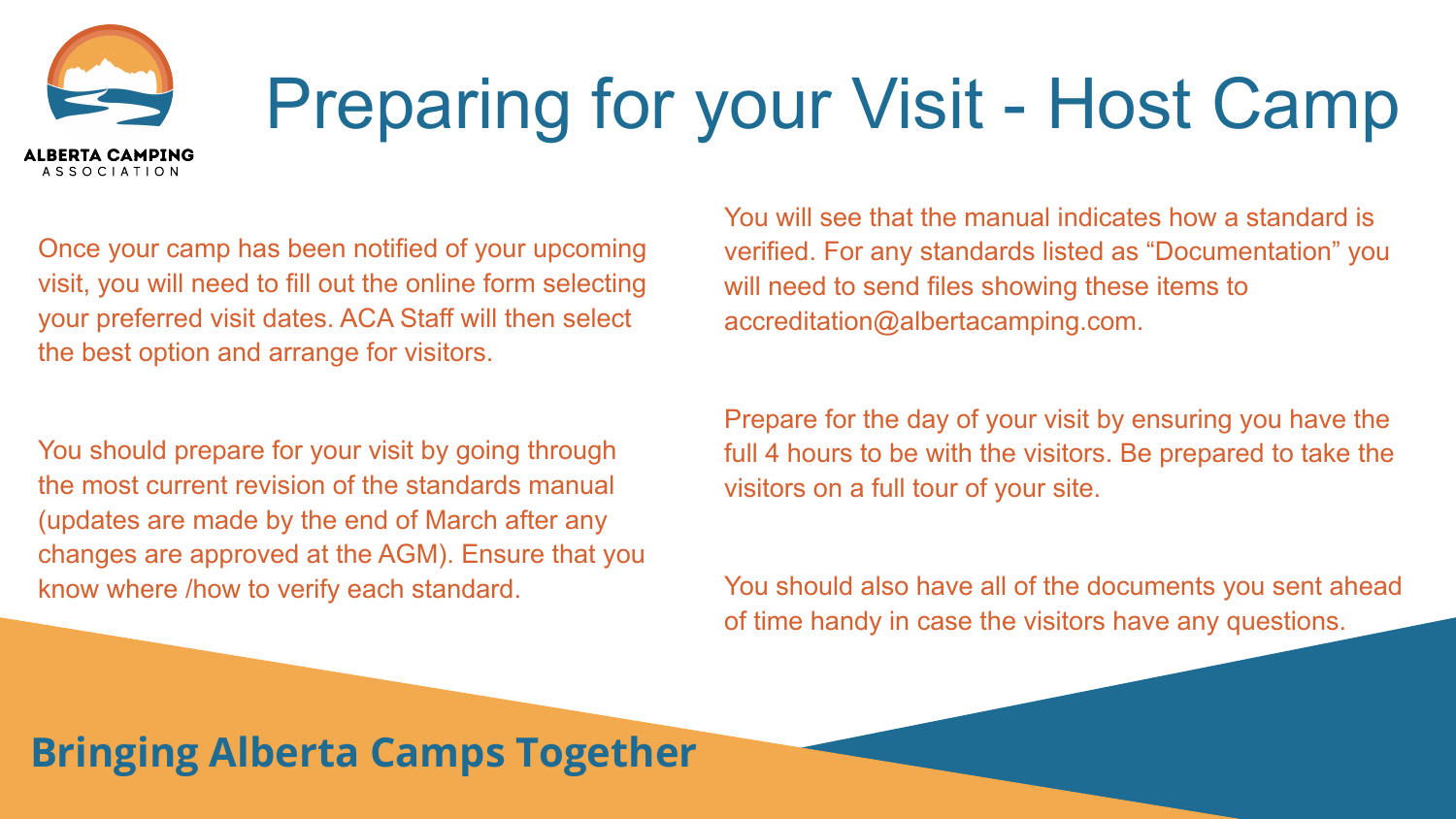# Preparing for your Visit - Host Camp

Once your camp has been notified of your upcoming visit, you will need to fill out the online form selecting your preferred visit dates. ACA Staff will then select the best option and arrange for visitors.

You should prepare for your visit by going through the most current revision of the standards manual (updates are made by the end of March after any changes are approved at the AGM). Ensure that you know where /how to verify each standard.

You will see that the manual indicates how a standard is verified. For any standards listed as "Documentation" you will need to send files showing these items to accreditation@albertacamping.com.

Prepare for the day of your visit by ensuring you have the full 4 hours to be with the visitors. Be prepared to take the visitors on a full tour of your site.

You should also have all of the documents you sent ahead of time handy in case the visitors have any questions.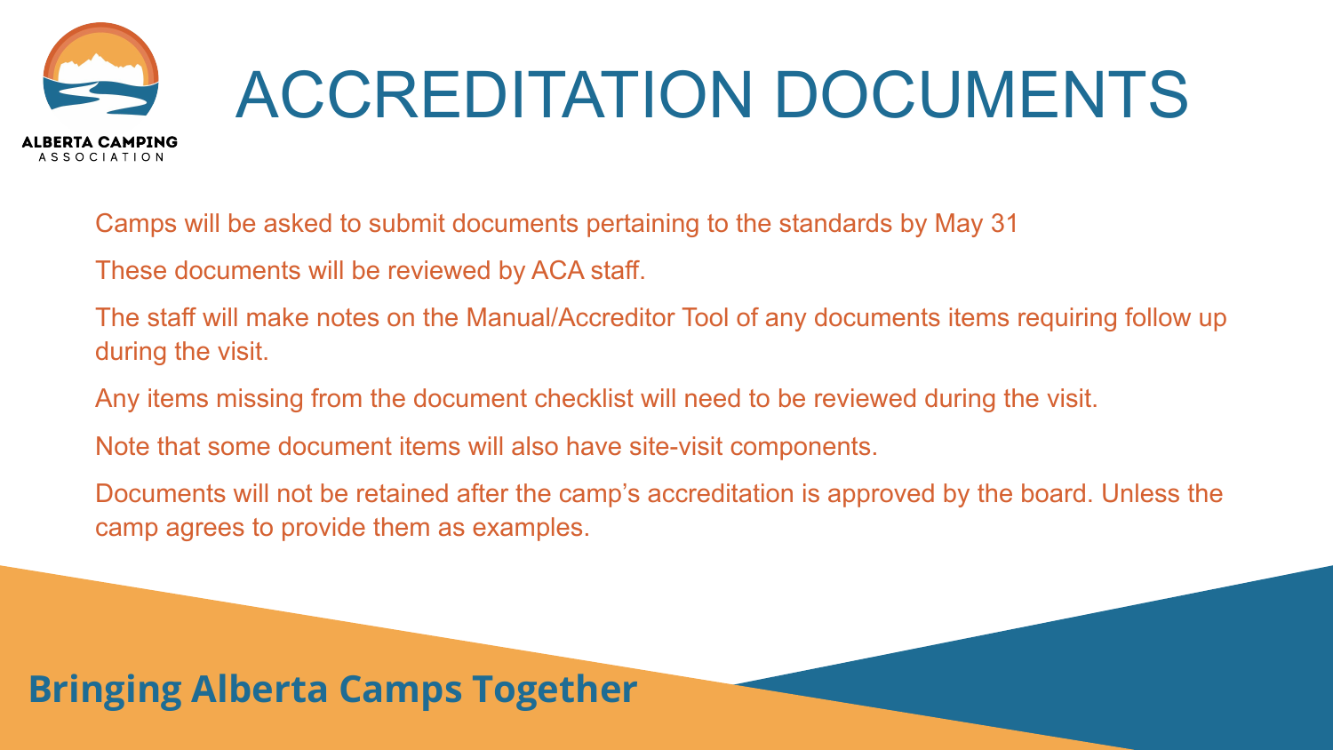# ACCREDITATION DOCUMENTS

Camps will be asked to submit documents pertaining to the standards by May 31

These documents will be reviewed by ACA staff.

The staff will make notes on the Manual/Accreditor Tool of any documents items requiring follow up during the visit.

Any items missing from the document checklist will need to be reviewed during the visit.

Note that some document items will also have site-visit components.

Documents will not be retained after the camp's accreditation is approved by the board. Unless the camp agrees to provide them as examples.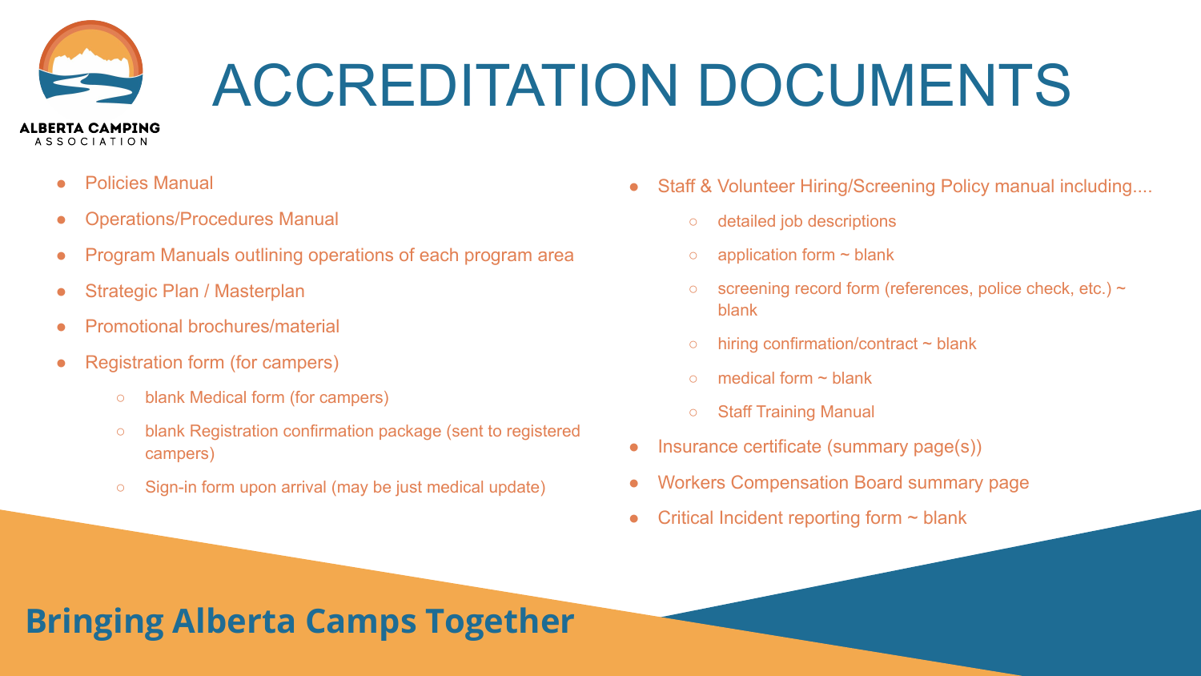# ACCREDITATION DOCUMENTS

- Policies Manual
- Operations/Procedures Manual
- Program Manuals outlining operations of each program area
- Strategic Plan / Masterplan
- Promotional brochures/material
- Registration form (for campers)
  - blank Medical form (for campers)
  - blank Registration confirmation package (sent to registered campers)
  - Sign-in form upon arrival (may be just medical update)
- Staff & Volunteer Hiring/Screening Policy manual including....
  - detailed job descriptions
  - application form ~ blank
  - screening record form (references, police check, etc.) ~ blank
  - hiring confirmation/contract ~ blank
  - medical form ~ blank
  - Staff Training Manual
- Insurance certificate (summary page(s))
- Workers Compensation Board summary page
- Critical Incident reporting form ~ blank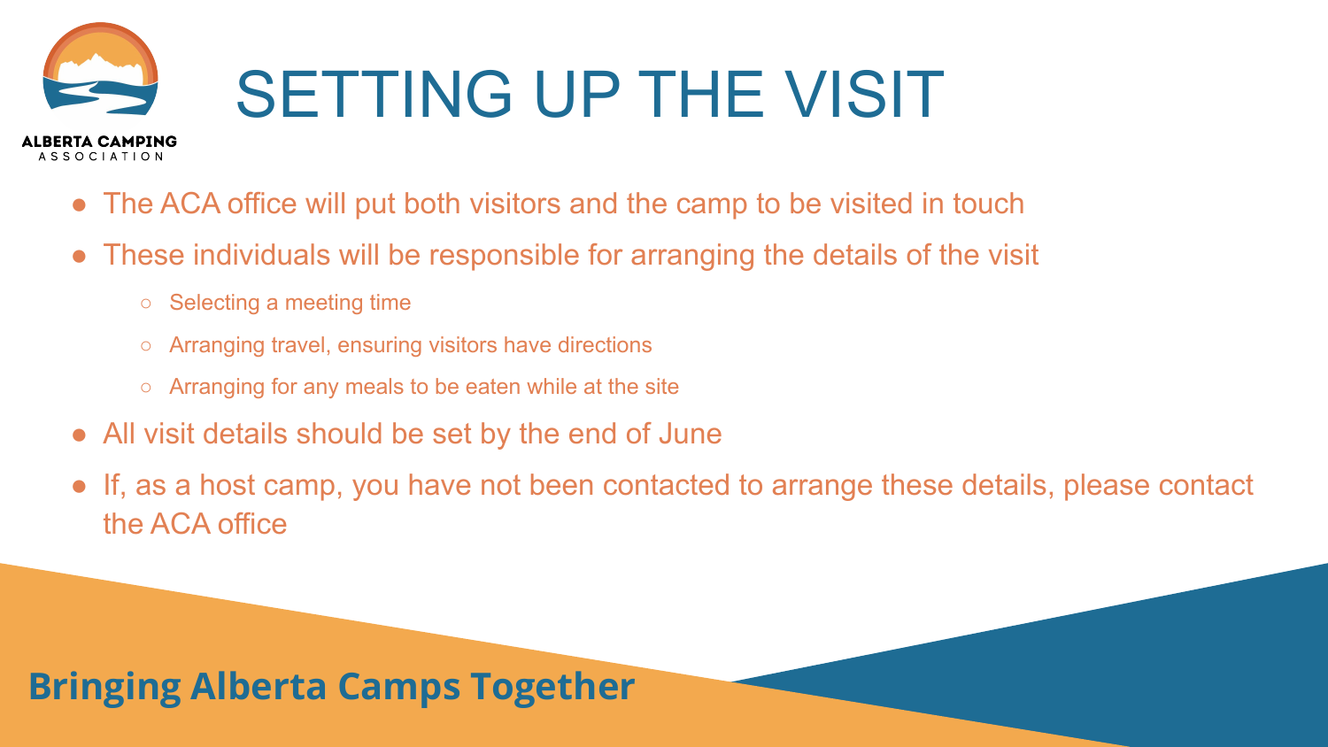# SETTING UP THE VISIT

- The ACA office will put both visitors and the camp to be visited in touch
- These individuals will be responsible for arranging the details of the visit
  - Selecting a meeting time
  - Arranging travel, ensuring visitors have directions
  - Arranging for any meals to be eaten while at the site
- All visit details should be set by the end of June
- If, as a host camp, you have not been contacted to arrange these details, please contact the ACA office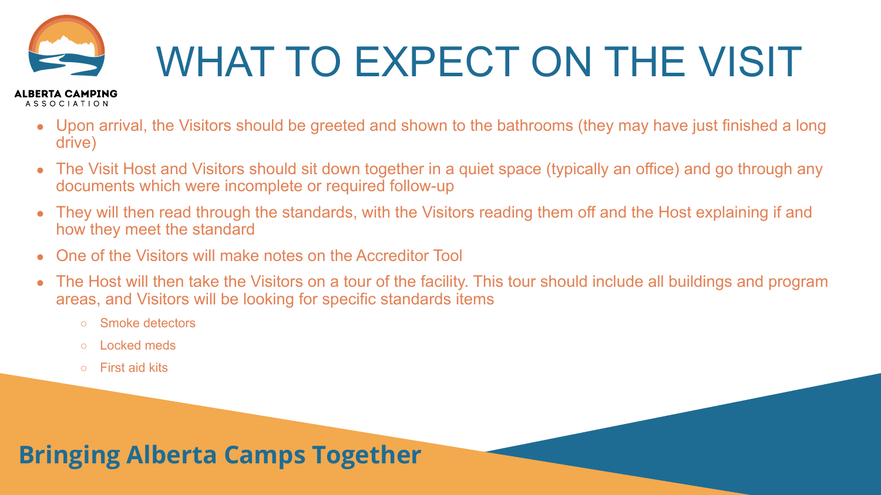# WHAT TO EXPECT ON THE VISIT

- Upon arrival, the Visitors should be greeted and shown to the bathrooms (they may have just finished a long drive)
- The Visit Host and Visitors should sit down together in a quiet space (typically an office) and go through any documents which were incomplete or required follow-up
- They will then read through the standards, with the Visitors reading them off and the Host explaining if and how they meet the standard
- One of the Visitors will make notes on the Accreditor Tool
- The Host will then take the Visitors on a tour of the facility. This tour should include all buildings and program areas, and Visitors will be looking for specific standards items
  - Smoke detectors
  - Locked meds
  - First aid kits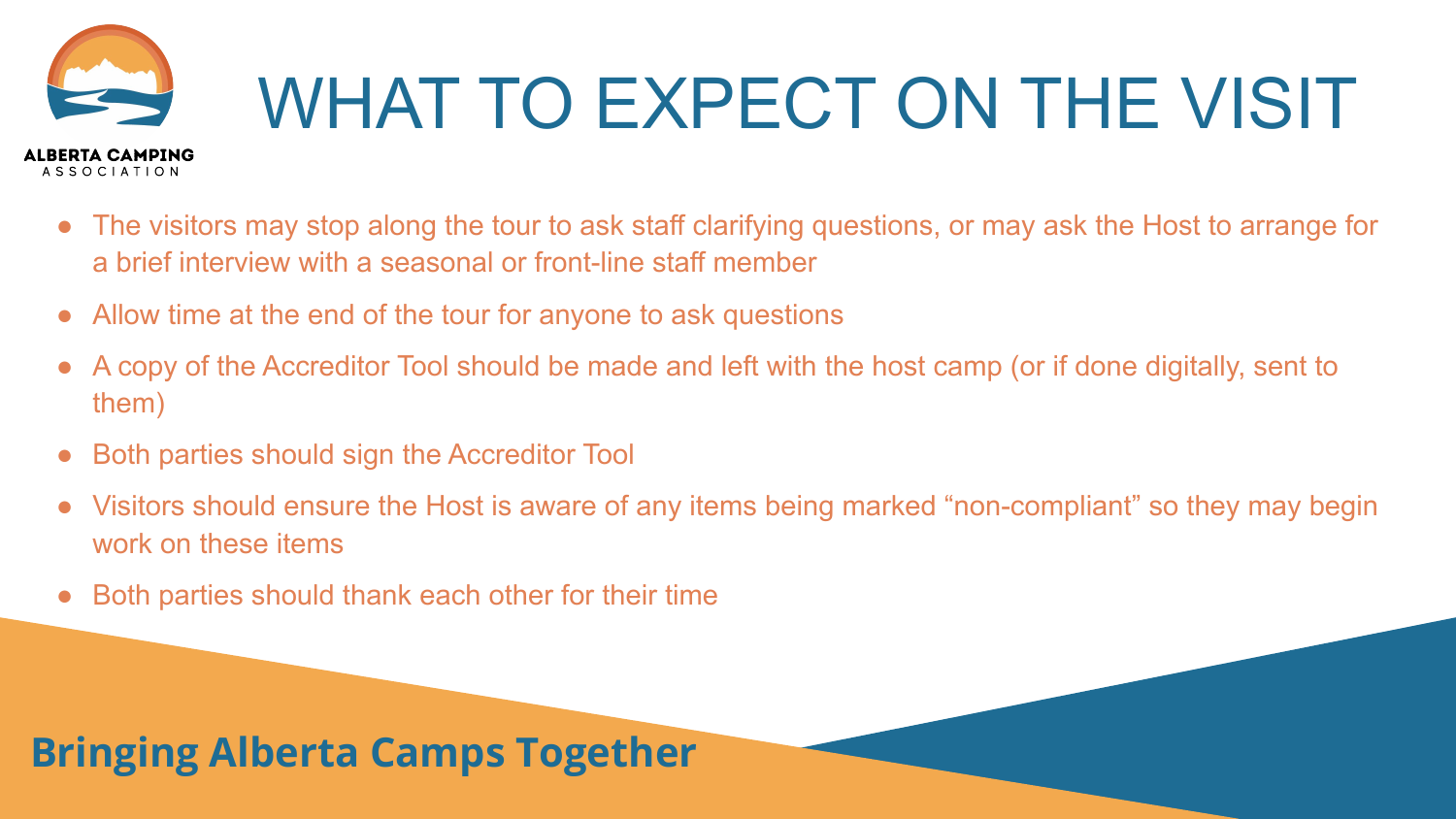# WHAT TO EXPECT ON THE VISIT

- The visitors may stop along the tour to ask staff clarifying questions, or may ask the Host to arrange for a brief interview with a seasonal or front-line staff member
- Allow time at the end of the tour for anyone to ask questions
- A copy of the Accreditor Tool should be made and left with the host camp (or if done digitally, sent to them)
- Both parties should sign the Accreditor Tool
- Visitors should ensure the Host is aware of any items being marked "non-compliant" so they may begin work on these items
- Both parties should thank each other for their time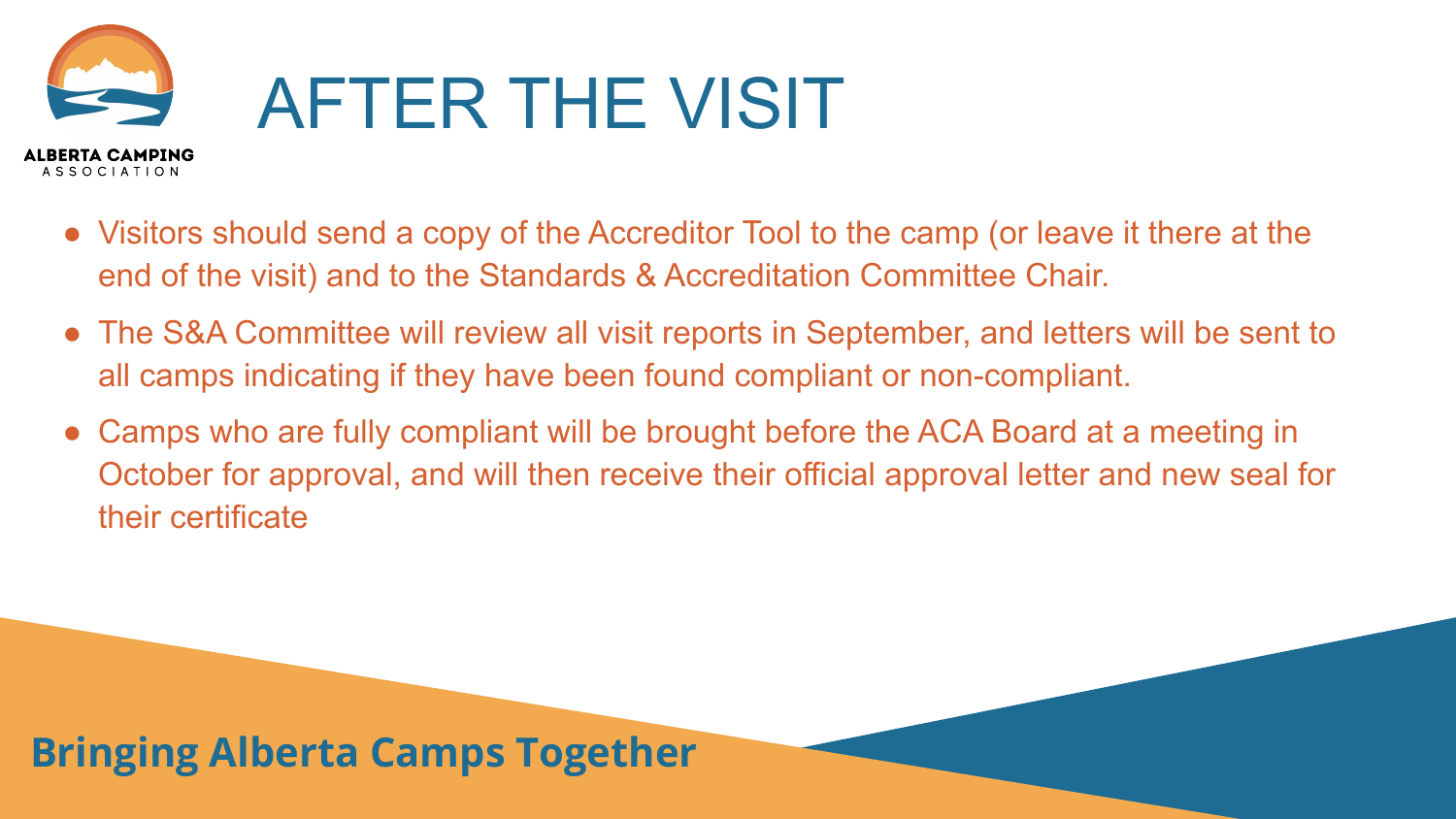# AFTER THE VISIT

- Visitors should send a copy of the Accreditor Tool to the camp (or leave it there at the end of the visit) and to the Standards & Accreditation Committee Chair.
- The S&A Committee will review all visit reports in September, and letters will be sent to all camps indicating if they have been found compliant or non-compliant.
- Camps who are fully compliant will be brought before the ACA Board at a meeting in October for approval, and will then receive their official approval letter and new seal for their certificate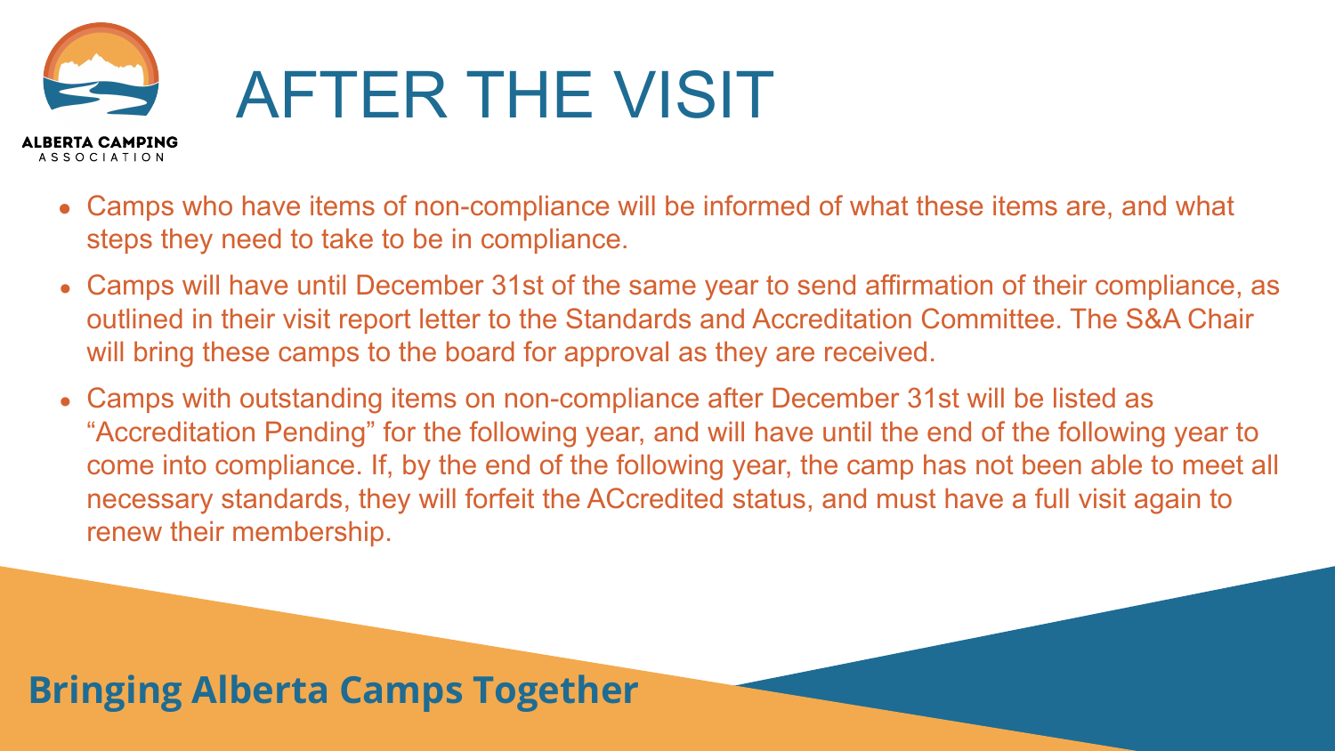# AFTER THE VISIT

- Camps who have items of non-compliance will be informed of what these items are, and what steps they need to take to be in compliance.
- Camps will have until December 31st of the same year to send affirmation of their compliance, as outlined in their visit report letter to the Standards and Accreditation Committee. The S&A Chair will bring these camps to the board for approval as they are received.
- Camps with outstanding items on non-compliance after December 31st will be listed as "Accreditation Pending" for the following year, and will have until the end of the following year to come into compliance. If, by the end of the following year, the camp has not been able to meet all necessary standards, they will forfeit the ACcredited status, and must have a full visit again to renew their membership.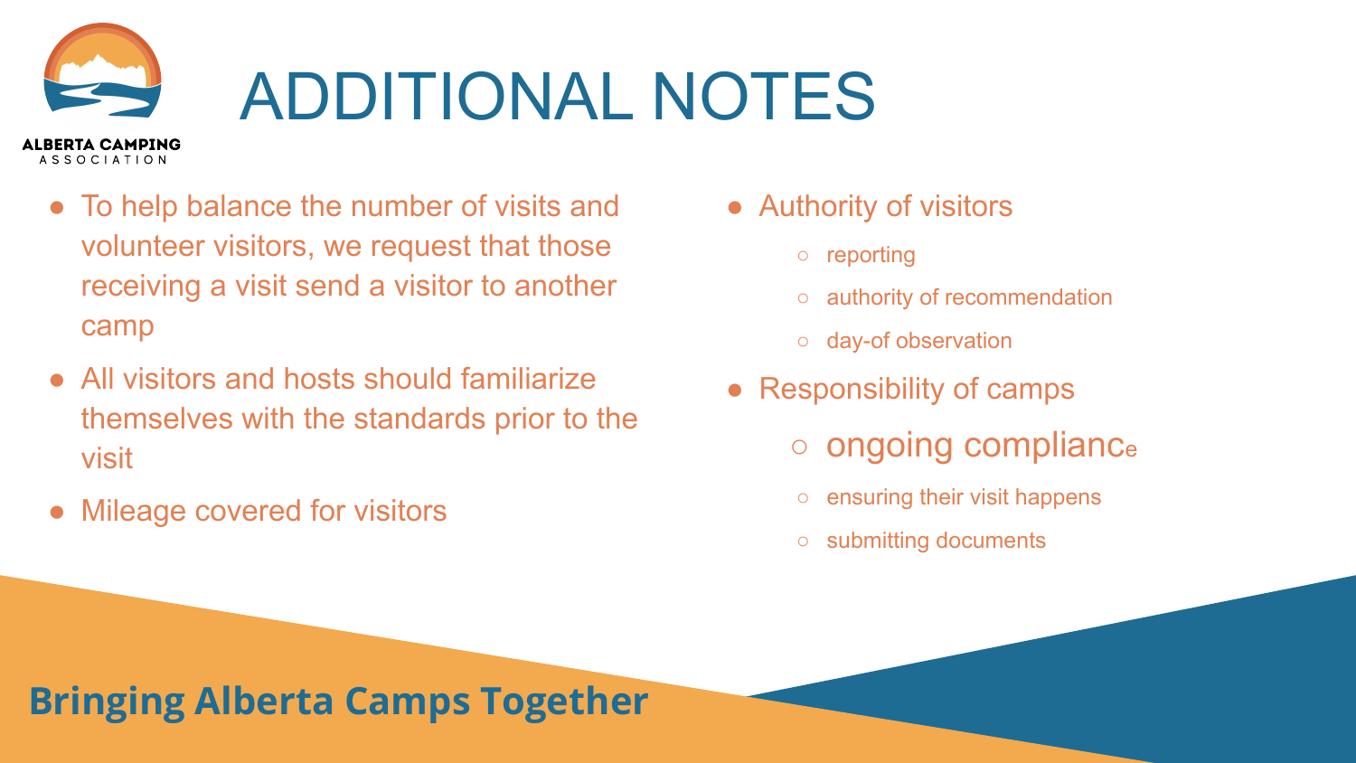# ADDITIONAL NOTES

- To help balance the number of visits and volunteer visitors, we request that those receiving a visit send a visitor to another camp
- All visitors and hosts should familiarize themselves with the standards prior to the visit
- Mileage covered for visitors

- Authority of visitors
  - reporting
  - authority of recommendation
  - day-of observation
- Responsibility of camps
  - ongoing compliance
  - ensuring their visit happens
  - submitting documents

**Bringing Alberta Camps Together**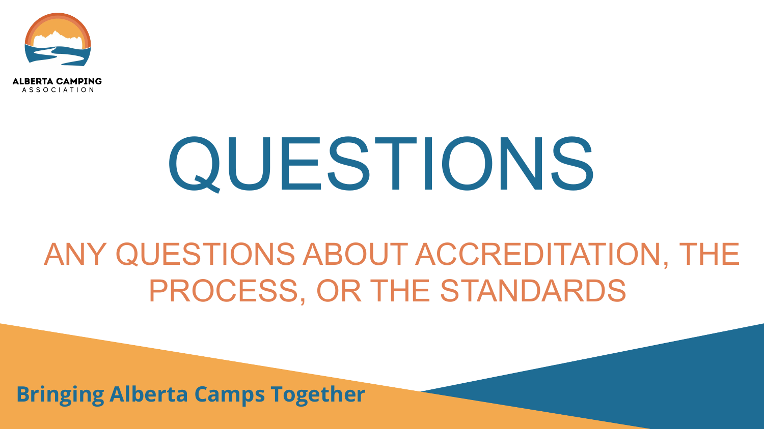ALBERTA CAMPING ASSOCIATION

# QUESTIONS

ANY QUESTIONS ABOUT ACCREDITATION, THE PROCESS, OR THE STANDARDS

**Bringing Alberta Camps Together**